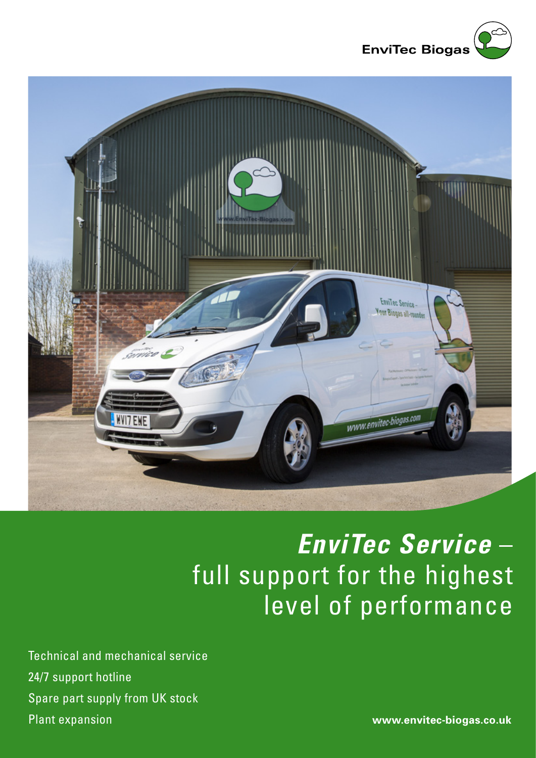EnviTec Biogas

# *EnviTec Service* – full support for the highest level of performance

- Technical and mechanical service
- 24/7 support hotline
- Spare part supply from UK stock
- Plant expansion

**www.envitec-biogas.co.uk**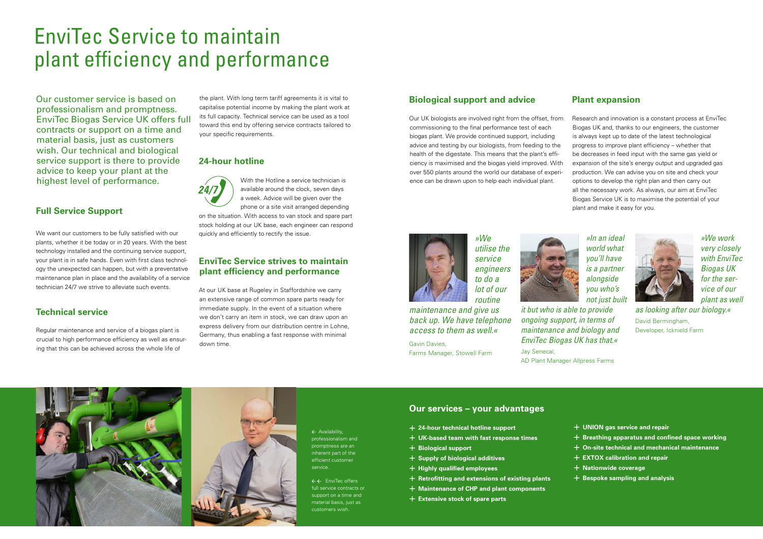# EnviTec Service to maintain plant efficiency and performance

Our customer service is based on professionalism and promptness. EnviTec Biogas Service UK offers full contracts or support on a time and material basis, just as customers wish. Our technical and biological service support is there to provide advice to keep your plant at the highest level of performance.

## Full Service Support

We want our customers to be fully satisfied with our plants, whether it be today or in 20 years. With the best technology installed and the continuing service support, your plant is in safe hands. Even with first class technology the unexpected can happen, but with a preventative maintenance plan in place and the availability of a service technician 24/7 we strive to alleviate such events.

## Technical service

Regular maintenance and service of a biogas plant is crucial to high performance efficiency as well as ensuring that this can be achieved across the whole life of the plant. With long term tariff agreements it is vital to capitalise potential income by making the plant work at its full capacity. Technical service can be used as a tool toward this end by offering service contracts tailored to your specific requirements.

## 24-hour hotline

24/7

With the Hotline a service technician is available around the clock, seven days a week. Advice will be given over the phone or a site visit arranged depending on the situation. With access to van stock and spare part stock holding at our UK base, each engineer can respond quickly and efficiently to rectify the issue.

## EnviTec Service strives to maintain plant efficiency and performance

At our UK base at Rugeley in Staffordshire we carry an extensive range of common spare parts ready for immediate supply. In the event of a situation where we don't carry an item in stock, we can draw upon an express delivery from our distribution centre in Lohne, Germany, thus enabling a fast response with minimal down time.

## Biological support and advice

Our UK biologists are involved right from the offset, from commissioning to the final performance test of each biogas plant. We provide continued support, including advice and testing by our biologists, from feeding to the health of the digestate. This means that the plant's efficiency is maximised and the biogas yield improved. With over 550 plants around the world our database of experience can be drawn upon to help each individual plant.

## Plant expansion

Research and innovation is a constant process at EnviTec Biogas UK and, thanks to our engineers, the customer is always kept up to date of the latest technological progress to improve plant efficiency – whether that be decreases in feed input with the same gas yield or expansion of the site's energy output and upgraded gas production. We can advise you on site and check your options to develop the right plan and then carry out all the necessary work. As always, our aim at EnviTec Biogas Service UK is to maximise the potential of your plant and make it easy for you.

*»We utilise the service engineers to do a lot of our routine maintenance and give us back up. We have telephone access to them as well.«*

Gavin Davies,
Farms Manager, Stowell Farm

*»In an ideal world what you'll have is a partner alongside you who's not just built it but who is able to provide ongoing support, in terms of maintenance and biology and EnviTec Biogas UK has that.«*

Jay Senecal,
AD Plant Manager Allpress Farms

*»We work very closely with EnviTec Biogas UK for the service of our plant as well as looking after our biology.«*

David Bermingham,
Developer, Icknield Farm

← Availability, professionalism and promptness are an inherent part of the efficient customer service.

←← EnviTec offers full service contracts or support on a time and material basis, just as customers wish.

## Our services – your advantages

- + **24-hour technical hotline support**
- + **UK-based team with fast response times**
- + **Biological support**
- + **Supply of biological additives**
- + **Highly qualified employees**
- + **Retrofitting and extensions of existing plants**
- + **Maintenance of CHP and plant components**
- + **Extensive stock of spare parts**
- + **UNION gas service and repair**
- + **Breathing apparatus and confined space working**
- + **On-site technical and mechanical maintenance**
- + **EXTOX calibration and repair**
- + **Nationwide coverage**
- + **Bespoke sampling and analysis**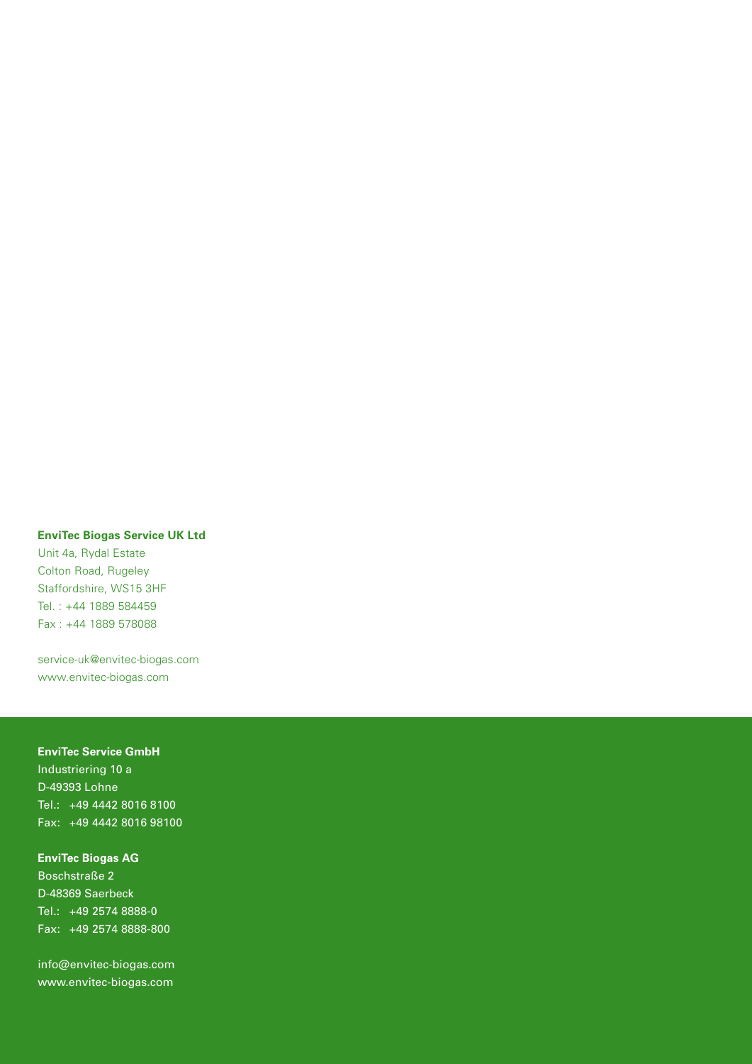**EnviTec Biogas Service UK Ltd**
Unit 4a, Rydal Estate
Colton Road, Rugeley
Staffordshire, WS15 3HF
Tel. : +44 1889 584459
Fax : +44 1889 578088

service-uk@envitec-biogas.com
www.envitec-biogas.com

**EnviTec Service GmbH**
Industriering 10 a
D-49393 Lohne
Tel.: +49 4442 8016 8100
Fax: +49 4442 8016 98100

**EnviTec Biogas AG**
Boschstraße 2
D-48369 Saerbeck
Tel.: +49 2574 8888-0
Fax: +49 2574 8888-800

info@envitec-biogas.com
www.envitec-biogas.com